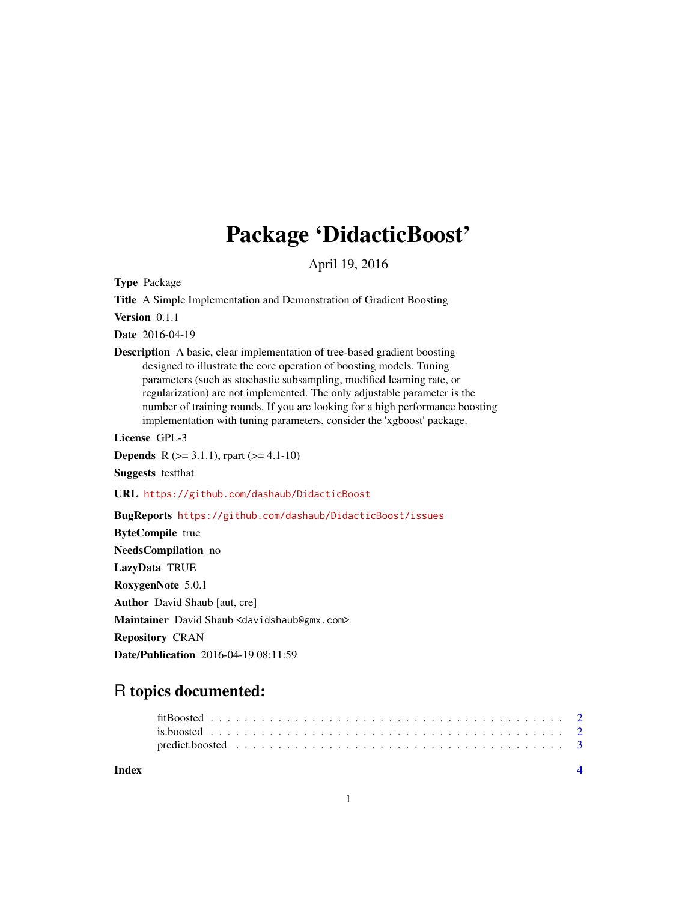# Package 'DidacticBoost'

April 19, 2016

**Type** Package

**Title** A Simple Implementation and Demonstration of Gradient Boosting

**Version** 0.1.1

**Date** 2016-04-19

**Description** A basic, clear implementation of tree-based gradient boosting designed to illustrate the core operation of boosting models. Tuning parameters (such as stochastic subsampling, modified learning rate, or regularization) are not implemented. The only adjustable parameter is the number of training rounds. If you are looking for a high performance boosting implementation with tuning parameters, consider the 'xgboost' package.

**License** GPL-3

**Depends** R (>= 3.1.1), rpart (>= 4.1-10)

**Suggests** testthat

**URL** https://github.com/dashaub/DidacticBoost

**BugReports** https://github.com/dashaub/DidacticBoost/issues

**ByteCompile** true

**NeedsCompilation** no

**LazyData** TRUE

**RoxygenNote** 5.0.1

**Author** David Shaub [aut, cre]

**Maintainer** David Shaub <davidshaub@gmx.com>

**Repository** CRAN

**Date/Publication** 2016-04-19 08:11:59

## R topics documented:

- fitBoosted . . . . . . . . . . . . . . . . . . . . . . . . . . . . . . . . . . . . . . . . . 2
- is.boosted . . . . . . . . . . . . . . . . . . . . . . . . . . . . . . . . . . . . . . . . . 2
- predict.boosted . . . . . . . . . . . . . . . . . . . . . . . . . . . . . . . . . . . . . . 3

**Index** 4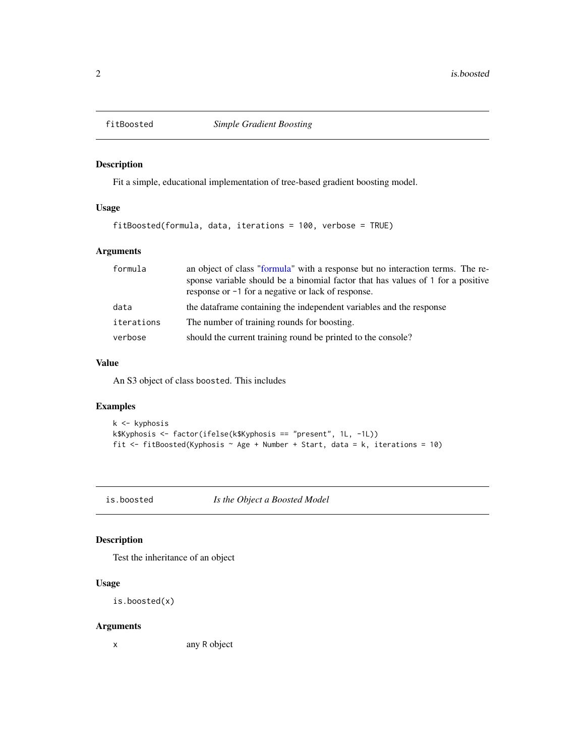## fitBoosted — *Simple Gradient Boosting*

### Description

Fit a simple, educational implementation of tree-based gradient boosting model.

### Usage

```
fitBoosted(formula, data, iterations = 100, verbose = TRUE)
```

### Arguments

| | |
|---|---|
| `formula` | an object of class "formula" with a response but no interaction terms. The response variable should be a binomial factor that has values of `1` for a positive response or `-1` for a negative or lack of response. |
| `data` | the dataframe containing the independent variables and the response |
| `iterations` | The number of training rounds for boosting. |
| `verbose` | should the current training round be printed to the console? |

### Value

An S3 object of class `boosted`. This includes

### Examples

```
k <- kyphosis
k$Kyphosis <- factor(ifelse(k$Kyphosis == "present", 1L, -1L))
fit <- fitBoosted(Kyphosis ~ Age + Number + Start, data = k, iterations = 10)
```

## is.boosted — *Is the Object a Boosted Model*

### Description

Test the inheritance of an object

### Usage

```
is.boosted(x)
```

### Arguments

| | |
|---|---|
| `x` | any `R` object |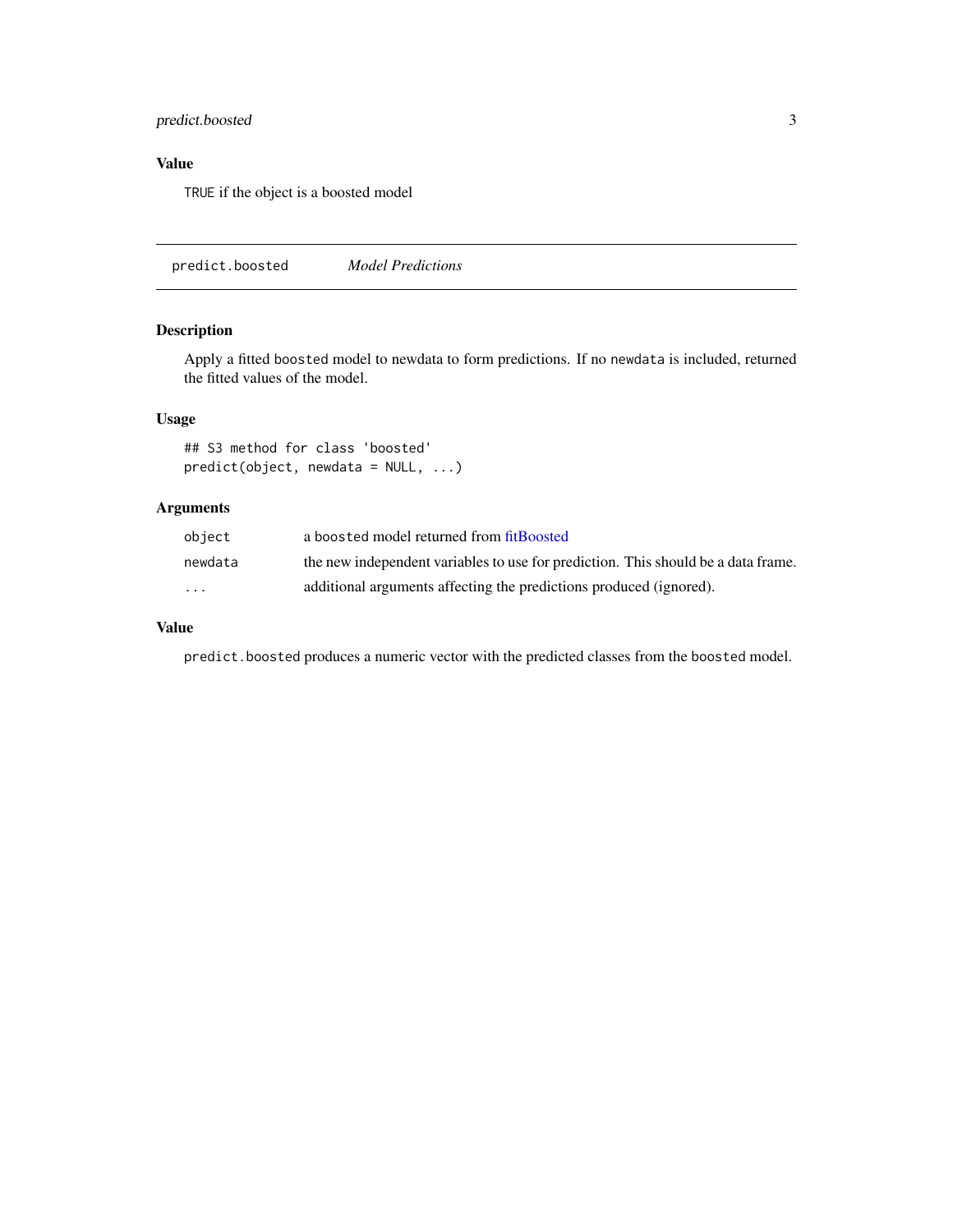### Value

`TRUE` if the object is a boosted model

---

## predict.boosted — *Model Predictions*

### Description

Apply a fitted `boosted` model to newdata to form predictions. If no `newdata` is included, returned the fitted values of the model.

### Usage

```
## S3 method for class 'boosted'
predict(object, newdata = NULL, ...)
```

### Arguments

| | |
|---|---|
| `object` | a `boosted` model returned from fitBoosted |
| `newdata` | the new independent variables to use for prediction. This should be a data frame. |
| `...` | additional arguments affecting the predictions produced (ignored). |

### Value

`predict.boosted` produces a numeric vector with the predicted classes from the `boosted` model.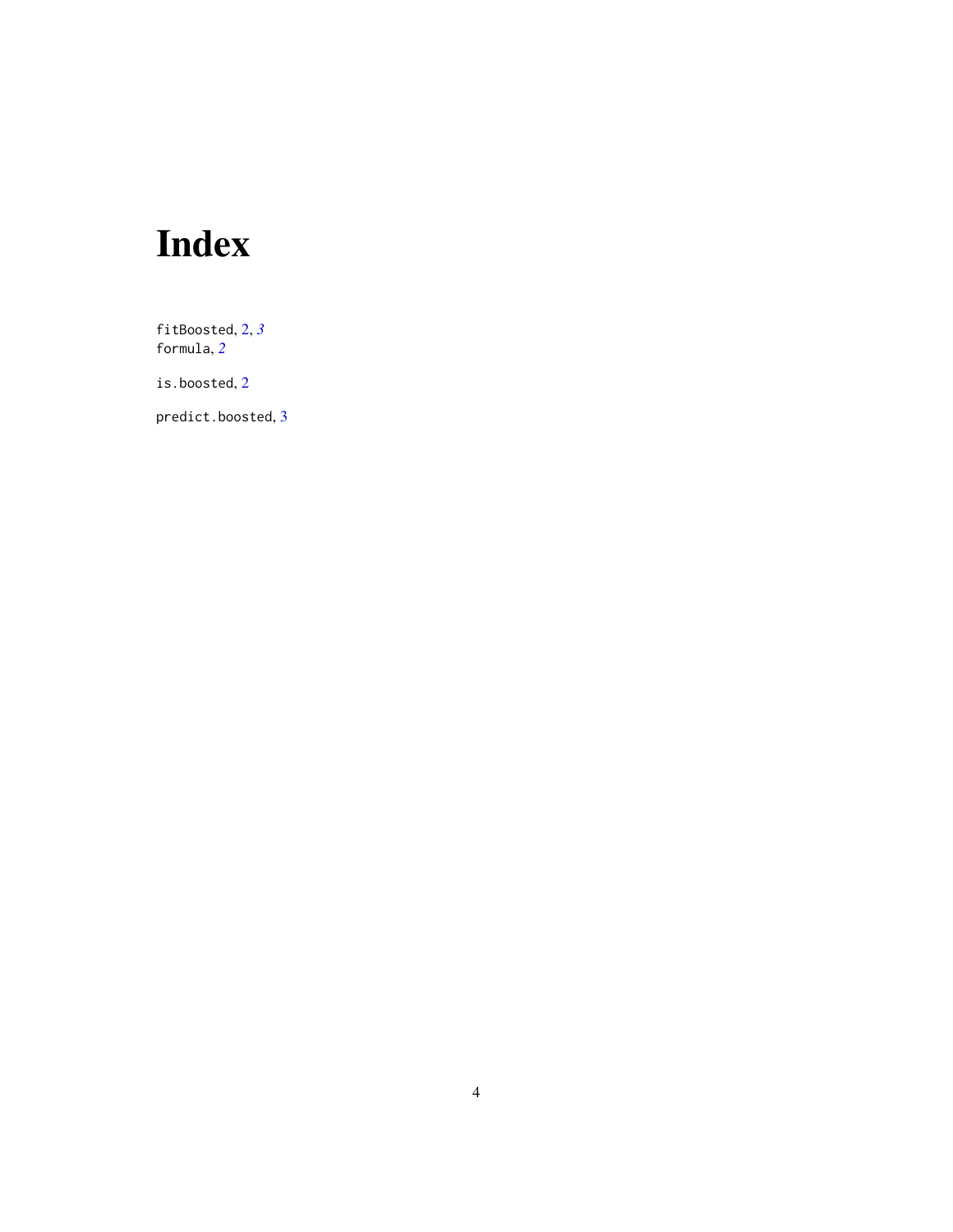# Index

fitBoosted, 2, *3*
formula, *2*

is.boosted, 2

predict.boosted, 3